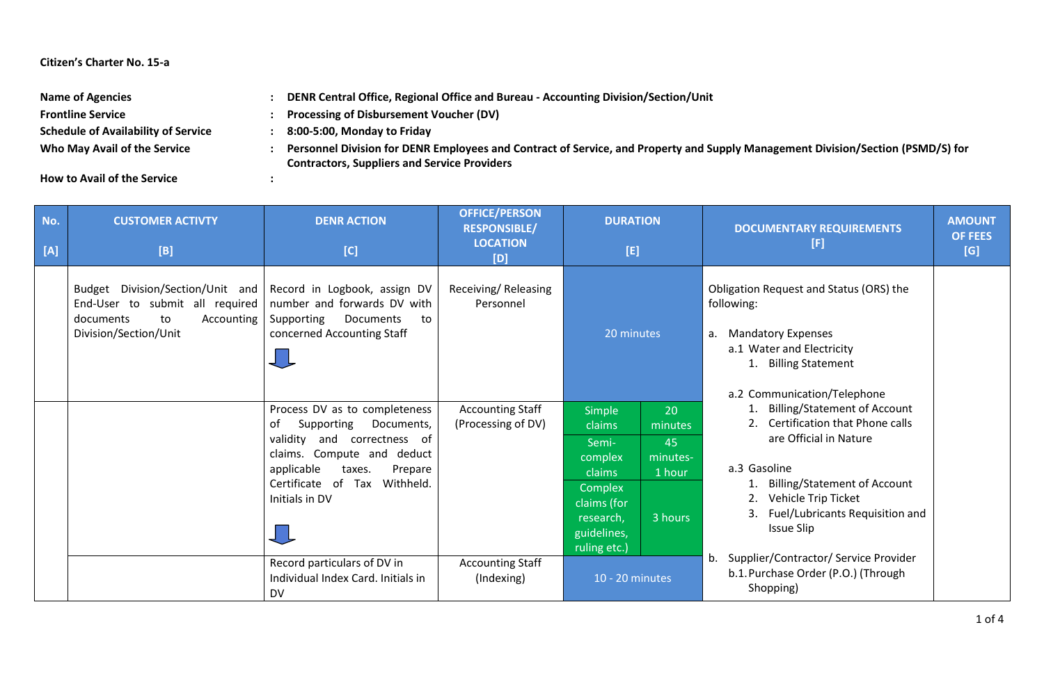**Citizen's Charter No. 15-a**

| | | |
|---|---|---|
| **Name of Agencies** | : | **DENR Central Office, Regional Office and Bureau - Accounting Division/Section/Unit** |
| **Frontline Service** | : | **Processing of Disbursement Voucher (DV)** |
| **Schedule of Availability of Service** | : | **8:00-5:00, Monday to Friday** |
| **Who May Avail of the Service** | : | **Personnel Division for DENR Employees and Contract of Service, and Property and Supply Management Division/Section (PSMD/S) for Contractors, Suppliers and Service Providers** |
| **How to Avail of the Service** | : | |

| No. [A] | CUSTOMER ACTIVTY [B] | DENR ACTION [C] | OFFICE/PERSON RESPONSIBLE/ LOCATION [D] | DURATION [E] | | DOCUMENTARY REQUIREMENTS [F] | AMOUNT OF FEES [G] |
|---|---|---|---|---|---|---|---|
| | Budget Division/Section/Unit and End-User to submit all required documents to Accounting Division/Section/Unit | Record in Logbook, assign DV number and forwards DV with Supporting Documents to concerned Accounting Staff | Receiving/ Releasing Personnel | 20 minutes | | Obligation Request and Status (ORS) the following:<br><br>a. Mandatory Expenses<br>a.1 Water and Electricity<br>1. Billing Statement<br><br>a.2 Communication/Telephone<br>1. Billing/Statement of Account<br>2. Certification that Phone calls are Official in Nature<br><br>a.3 Gasoline<br>1. Billing/Statement of Account<br>2. Vehicle Trip Ticket<br>3. Fuel/Lubricants Requisition and Issue Slip<br><br>b. Supplier/Contractor/ Service Provider<br>b.1. Purchase Order (P.O.) (Through Shopping) | |
| | | Process DV as to completeness of Supporting Documents, validity and correctness of claims. Compute and deduct applicable taxes. Prepare Certificate of Tax Withheld. Initials in DV | Accounting Staff (Processing of DV) | Simple claims | 20 minutes | | |
| | | | | Semi-complex claims | 45 minutes-1 hour | | |
| | | | | Complex claims (for research, guidelines, ruling etc.) | 3 hours | | |
| | | Record particulars of DV in Individual Index Card. Initials in DV | Accounting Staff (Indexing) | 10 - 20 minutes | | | |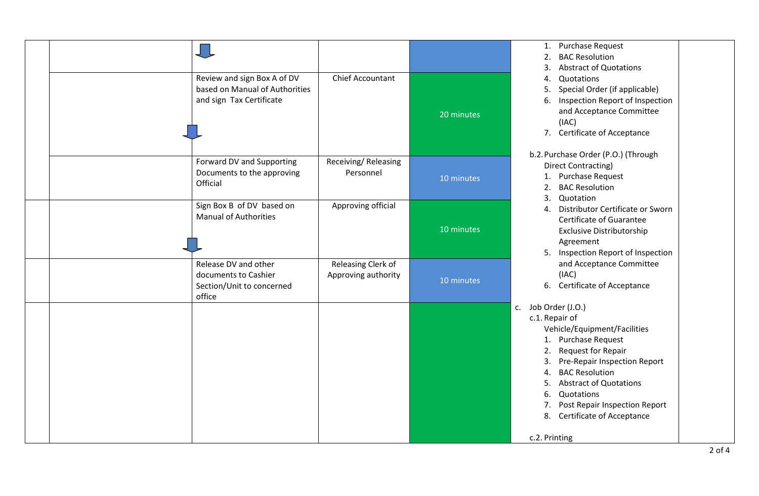| | | | | | | |
|---|---|---|---|---|---|---|
| | | | | | 1. Purchase Request<br>2. BAC Resolution<br>3. Abstract of Quotations<br>4. Quotations<br>5. Special Order (if applicable)<br>6. Inspection Report of Inspection and Acceptance Committee (IAC)<br>7. Certificate of Acceptance<br><br>b.2. Purchase Order (P.O.) (Through Direct Contracting)<br>1. Purchase Request<br>2. BAC Resolution<br>3. Quotation<br>4. Distributor Certificate or Sworn Certificate of Guarantee Exclusive Distributorship Agreement<br>5. Inspection Report of Inspection and Acceptance Committee (IAC)<br>6. Certificate of Acceptance<br><br>c. Job Order (J.O.)<br>c.1. Repair of Vehicle/Equipment/Facilities<br>1. Purchase Request<br>2. Request for Repair<br>3. Pre-Repair Inspection Report<br>4. BAC Resolution<br>5. Abstract of Quotations<br>6. Quotations<br>7. Post Repair Inspection Report<br>8. Certificate of Acceptance<br><br>c.2. Printing | |
| | | Review and sign Box A of DV based on Manual of Authorities and sign Tax Certificate | Chief Accountant | 20 minutes | | |
| | | Forward DV and Supporting Documents to the approving Official | Receiving/ Releasing Personnel | 10 minutes | | |
| | | Sign Box B of DV based on Manual of Authorities | Approving official | 10 minutes | | |
| | | Release DV and other documents to Cashier Section/Unit to concerned office | Releasing Clerk of Approving authority | 10 minutes | | |
| | | | | | | |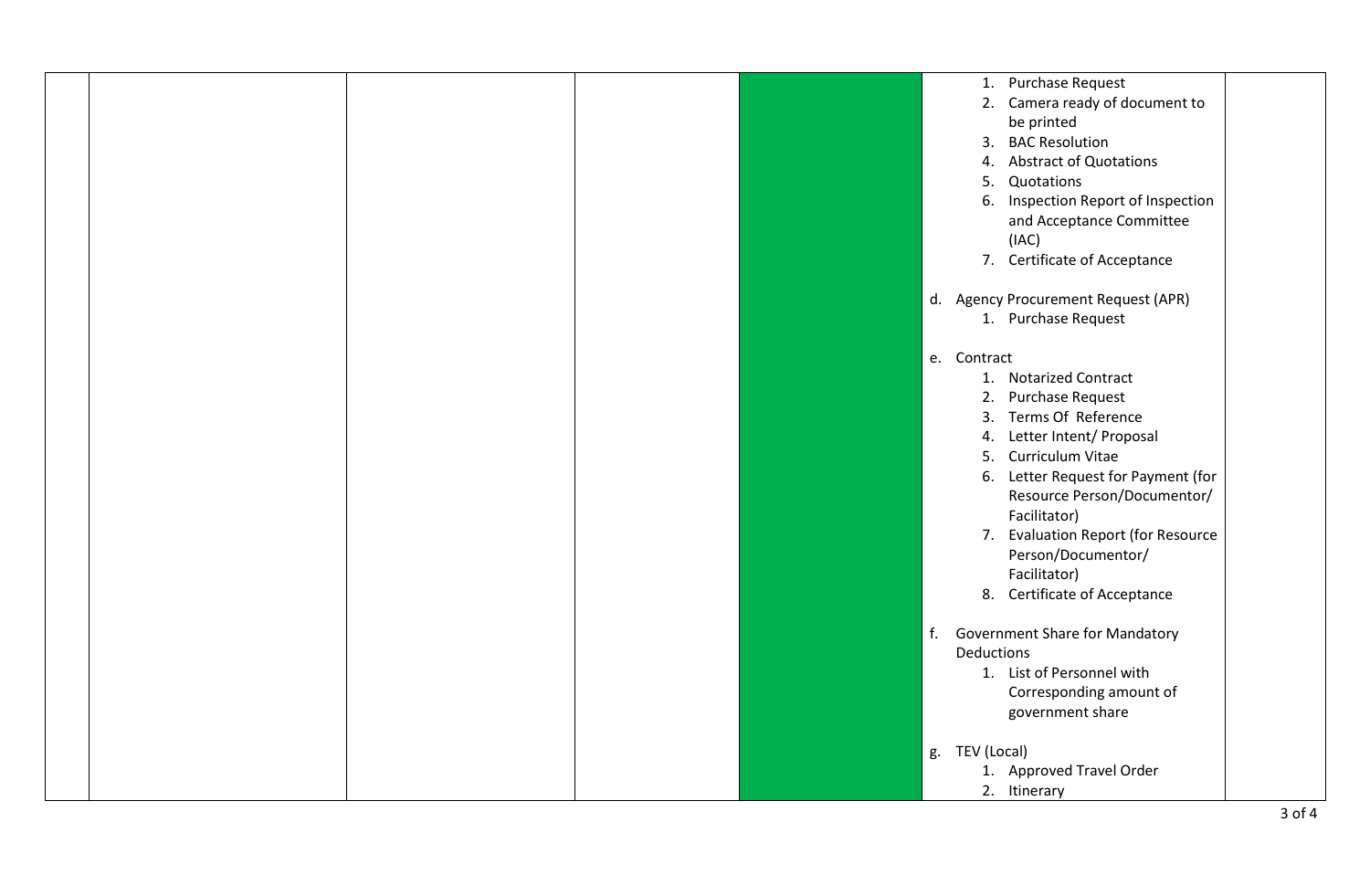| | | | | | | |
|---|---|---|---|---|---|---|
| | | | | | 1. Purchase Request<br>2. Camera ready of document to be printed<br>3. BAC Resolution<br>4. Abstract of Quotations<br>5. Quotations<br>6. Inspection Report of Inspection and Acceptance Committee (IAC)<br>7. Certificate of Acceptance<br><br>d. Agency Procurement Request (APR)<br>1. Purchase Request<br><br>e. Contract<br>1. Notarized Contract<br>2. Purchase Request<br>3. Terms Of Reference<br>4. Letter Intent/ Proposal<br>5. Curriculum Vitae<br>6. Letter Request for Payment (for Resource Person/Documentor/ Facilitator)<br>7. Evaluation Report (for Resource Person/Documentor/ Facilitator)<br>8. Certificate of Acceptance<br><br>f. Government Share for Mandatory Deductions<br>1. List of Personnel with Corresponding amount of government share<br><br>g. TEV (Local)<br>1. Approved Travel Order<br>2. Itinerary | |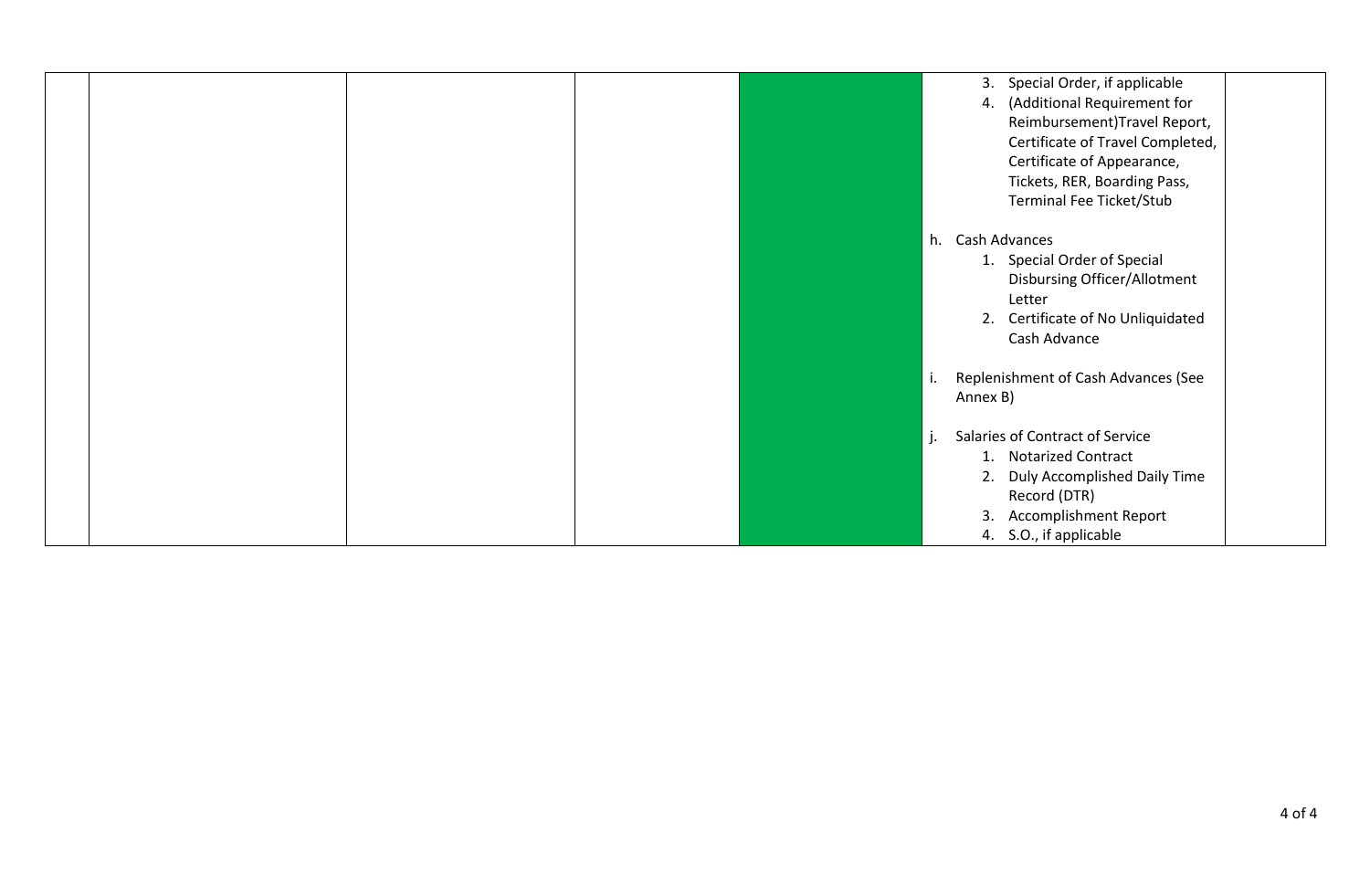| | | | | | | |
|---|---|---|---|---|---|---|
| | | | | | 3. Special Order, if applicable<br>4. (Additional Requirement for Reimbursement)Travel Report, Certificate of Travel Completed, Certificate of Appearance, Tickets, RER, Boarding Pass, Terminal Fee Ticket/Stub<br><br>h. Cash Advances<br>1. Special Order of Special Disbursing Officer/Allotment Letter<br>2. Certificate of No Unliquidated Cash Advance<br><br>i. Replenishment of Cash Advances (See Annex B)<br><br>j. Salaries of Contract of Service<br>1. Notarized Contract<br>2. Duly Accomplished Daily Time Record (DTR)<br>3. Accomplishment Report<br>4. S.O., if applicable | |